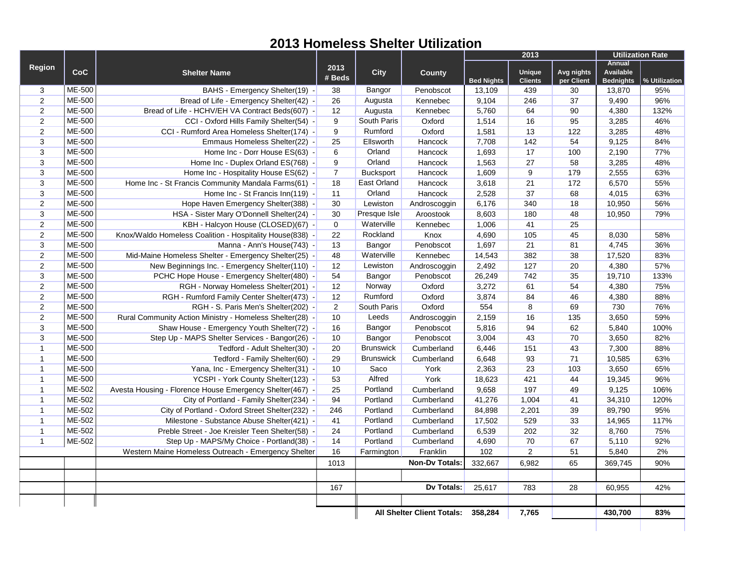# 2013 Homeless Shelter Utilization

| Region | CoC | Shelter Name | 2013 # Beds | City | County | 2013 Bed Nights | 2013 Unique Clients | 2013 Avg nights per Client | Utilization Rate Annual Available Bednights | Utilization Rate % Utilization |
|---|---|---|---|---|---|---|---|---|---|---|
| 3 | ME-500 | BAHS - Emergency Shelter(19) - | 38 | Bangor | Penobscot | 13,109 | 439 | 30 | 13,870 | 95% |
| 2 | ME-500 | Bread of Life - Emergency Shelter(42) - | 26 | Augusta | Kennebec | 9,104 | 246 | 37 | 9,490 | 96% |
| 2 | ME-500 | Bread of Life - HCHV/EH VA Contract Beds(607) - | 12 | Augusta | Kennebec | 5,760 | 64 | 90 | 4,380 | 132% |
| 2 | ME-500 | CCI - Oxford Hills Family Shelter(54) - | 9 | South Paris | Oxford | 1,514 | 16 | 95 | 3,285 | 46% |
| 2 | ME-500 | CCI - Rumford Area Homeless Shelter(174) - | 9 | Rumford | Oxford | 1,581 | 13 | 122 | 3,285 | 48% |
| 3 | ME-500 | Emmaus Homeless Shelter(22) - | 25 | Ellsworth | Hancock | 7,708 | 142 | 54 | 9,125 | 84% |
| 3 | ME-500 | Home Inc - Dorr House ES(63) - | 6 | Orland | Hancock | 1,693 | 17 | 100 | 2,190 | 77% |
| 3 | ME-500 | Home Inc - Duplex Orland ES(768) - | 9 | Orland | Hancock | 1,563 | 27 | 58 | 3,285 | 48% |
| 3 | ME-500 | Home Inc - Hospitality House ES(62) - | 7 | Bucksport | Hancock | 1,609 | 9 | 179 | 2,555 | 63% |
| 3 | ME-500 | Home Inc - St Francis Community Mandala Farms(61) - | 18 | East Orland | Hancock | 3,618 | 21 | 172 | 6,570 | 55% |
| 3 | ME-500 | Home Inc - St Francis Inn(119) - | 11 | Orland | Hancock | 2,528 | 37 | 68 | 4,015 | 63% |
| 2 | ME-500 | Hope Haven Emergency Shelter(388) - | 30 | Lewiston | Androscoggin | 6,176 | 340 | 18 | 10,950 | 56% |
| 3 | ME-500 | HSA - Sister Mary O'Donnell Shelter(24) - | 30 | Presque Isle | Aroostook | 8,603 | 180 | 48 | 10,950 | 79% |
| 2 | ME-500 | KBH - Halcyon House (CLOSED)(67) - | 0 | Waterville | Kennebec | 1,006 | 41 | 25 | | |
| 2 | ME-500 | Knox/Waldo Homeless Coalition - Hospitality House(838) - | 22 | Rockland | Knox | 4,690 | 105 | 45 | 8,030 | 58% |
| 3 | ME-500 | Manna - Ann's House(743) - | 13 | Bangor | Penobscot | 1,697 | 21 | 81 | 4,745 | 36% |
| 2 | ME-500 | Mid-Maine Homeless Shelter - Emergency Shelter(25) - | 48 | Waterville | Kennebec | 14,543 | 382 | 38 | 17,520 | 83% |
| 2 | ME-500 | New Beginnings Inc. - Emergency Shelter(110) - | 12 | Lewiston | Androscoggin | 2,492 | 127 | 20 | 4,380 | 57% |
| 3 | ME-500 | PCHC Hope House - Emergency Shelter(480) - | 54 | Bangor | Penobscot | 26,249 | 742 | 35 | 19,710 | 133% |
| 2 | ME-500 | RGH - Norway Homeless Shelter(201) - | 12 | Norway | Oxford | 3,272 | 61 | 54 | 4,380 | 75% |
| 2 | ME-500 | RGH - Rumford Family Center Shelter(473) - | 12 | Rumford | Oxford | 3,874 | 84 | 46 | 4,380 | 88% |
| 2 | ME-500 | RGH - S. Paris Men's Shelter(202) - | 2 | South Paris | Oxford | 554 | 8 | 69 | 730 | 76% |
| 2 | ME-500 | Rural Community Action Ministry - Homeless Shelter(28) - | 10 | Leeds | Androscoggin | 2,159 | 16 | 135 | 3,650 | 59% |
| 3 | ME-500 | Shaw House - Emergency Youth Shelter(72) - | 16 | Bangor | Penobscot | 5,816 | 94 | 62 | 5,840 | 100% |
| 3 | ME-500 | Step Up - MAPS Shelter Services - Bangor(26) - | 10 | Bangor | Penobscot | 3,004 | 43 | 70 | 3,650 | 82% |
| 1 | ME-500 | Tedford - Adult Shelter(30) - | 20 | Brunswick | Cumberland | 6,446 | 151 | 43 | 7,300 | 88% |
| 1 | ME-500 | Tedford - Family Shelter(60) - | 29 | Brunswick | Cumberland | 6,648 | 93 | 71 | 10,585 | 63% |
| 1 | ME-500 | Yana, Inc - Emergency Shelter(31) - | 10 | Saco | York | 2,363 | 23 | 103 | 3,650 | 65% |
| 1 | ME-500 | YCSPI - York County Shelter(123) - | 53 | Alfred | York | 18,623 | 421 | 44 | 19,345 | 96% |
| 1 | ME-502 | Avesta Housing - Florence House Emergency Shelter(467) - | 25 | Portland | Cumberland | 9,658 | 197 | 49 | 9,125 | 106% |
| 1 | ME-502 | City of Portland - Family Shelter(234) - | 94 | Portland | Cumberland | 41,276 | 1,004 | 41 | 34,310 | 120% |
| 1 | ME-502 | City of Portland - Oxford Street Shelter(232) - | 246 | Portland | Cumberland | 84,898 | 2,201 | 39 | 89,790 | 95% |
| 1 | ME-502 | Milestone - Substance Abuse Shelter(421) - | 41 | Portland | Cumberland | 17,502 | 529 | 33 | 14,965 | 117% |
| 1 | ME-502 | Preble Street - Joe Kreisler Teen Shelter(58) - | 24 | Portland | Cumberland | 6,539 | 202 | 32 | 8,760 | 75% |
| 1 | ME-502 | Step Up - MAPS/My Choice - Portland(38) - | 14 | Portland | Cumberland | 4,690 | 70 | 67 | 5,110 | 92% |
| | | Western Maine Homeless Outreach - Emergency Shelter | 16 | Farmington | Franklin | 102 | 2 | 51 | 5,840 | 2% |
| | | | 1013 | | **Non-Dv Totals:** | 332,667 | 6,982 | 65 | 369,745 | 90% |
| | | | 167 | | **Dv Totals:** | 25,617 | 783 | 28 | 60,955 | 42% |
| | | | | | **All Shelter Client Totals:** | **358,284** | **7,765** | | **430,700** | **83%** |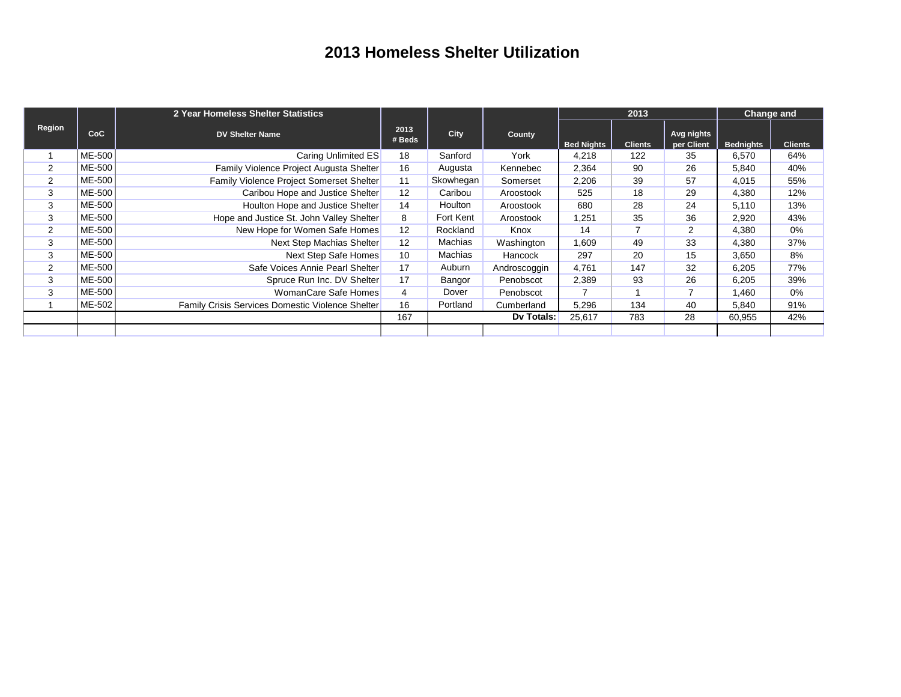# 2013 Homeless Shelter Utilization

| Region | CoC | 2 Year Homeless Shelter Statistics | 2013 # Beds | City | County | 2013 | | | Change and | |
|---|---|---|---|---|---|---|---|---|---|---|
| | | DV Shelter Name | | | | Bed Nights | Clients | Avg nights per Client | Bednights | Clients |
| 1 | ME-500 | Caring Unlimited ES | 18 | Sanford | York | 4,218 | 122 | 35 | 6,570 | 64% |
| 2 | ME-500 | Family Violence Project Augusta Shelter | 16 | Augusta | Kennebec | 2,364 | 90 | 26 | 5,840 | 40% |
| 2 | ME-500 | Family Violence Project Somerset Shelter | 11 | Skowhegan | Somerset | 2,206 | 39 | 57 | 4,015 | 55% |
| 3 | ME-500 | Caribou Hope and Justice Shelter | 12 | Caribou | Aroostook | 525 | 18 | 29 | 4,380 | 12% |
| 3 | ME-500 | Houlton Hope and Justice Shelter | 14 | Houlton | Aroostook | 680 | 28 | 24 | 5,110 | 13% |
| 3 | ME-500 | Hope and Justice St. John Valley Shelter | 8 | Fort Kent | Aroostook | 1,251 | 35 | 36 | 2,920 | 43% |
| 2 | ME-500 | New Hope for Women Safe Homes | 12 | Rockland | Knox | 14 | 7 | 2 | 4,380 | 0% |
| 3 | ME-500 | Next Step Machias Shelter | 12 | Machias | Washington | 1,609 | 49 | 33 | 4,380 | 37% |
| 3 | ME-500 | Next Step Safe Homes | 10 | Machias | Hancock | 297 | 20 | 15 | 3,650 | 8% |
| 2 | ME-500 | Safe Voices Annie Pearl Shelter | 17 | Auburn | Androscoggin | 4,761 | 147 | 32 | 6,205 | 77% |
| 3 | ME-500 | Spruce Run Inc. DV Shelter | 17 | Bangor | Penobscot | 2,389 | 93 | 26 | 6,205 | 39% |
| 3 | ME-500 | WomanCare Safe Homes | 4 | Dover | Penobscot | 7 | 1 | 7 | 1,460 | 0% |
| 1 | ME-502 | Family Crisis Services Domestic Violence Shelter | 16 | Portland | Cumberland | 5,296 | 134 | 40 | 5,840 | 91% |
| | | | 167 | | Dv Totals: | 25,617 | 783 | 28 | 60,955 | 42% |